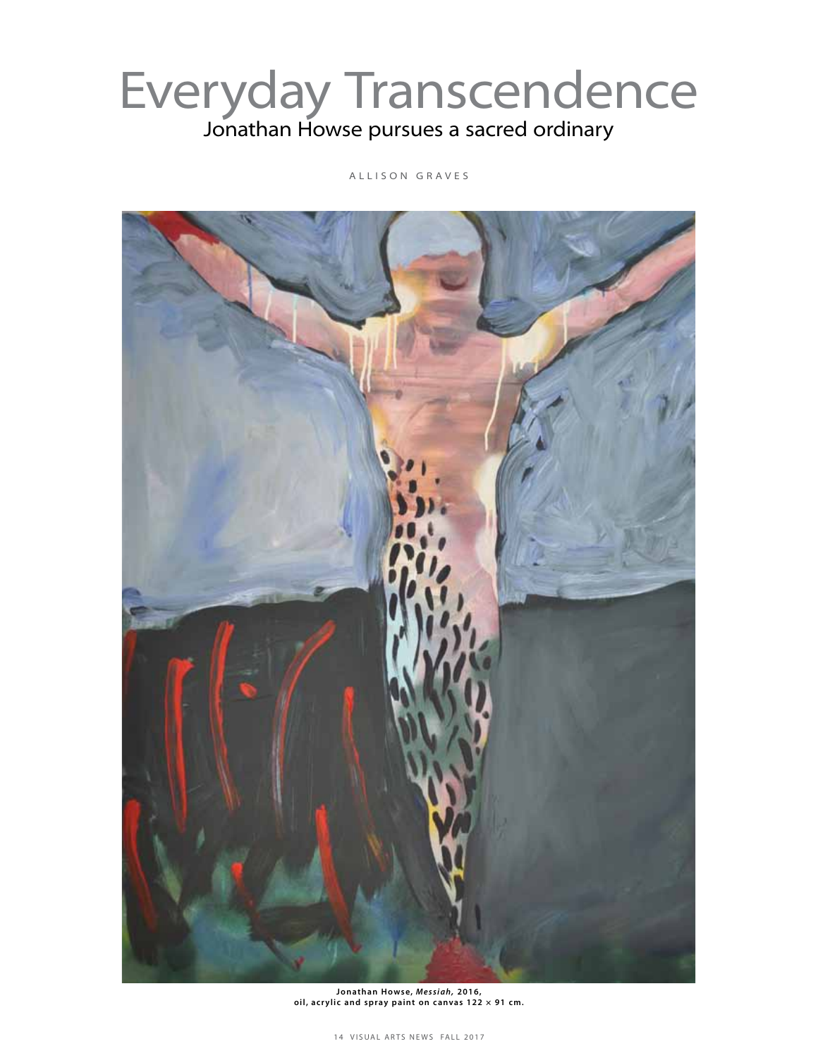# Everyday Transcendence

## Jonathan Howse pursues a sacred ordinary

ALLISON GRAVES

**Jonathan Howse, *Messiah*, 2016, oil, acrylic and spray paint on canvas 122 × 91 cm.**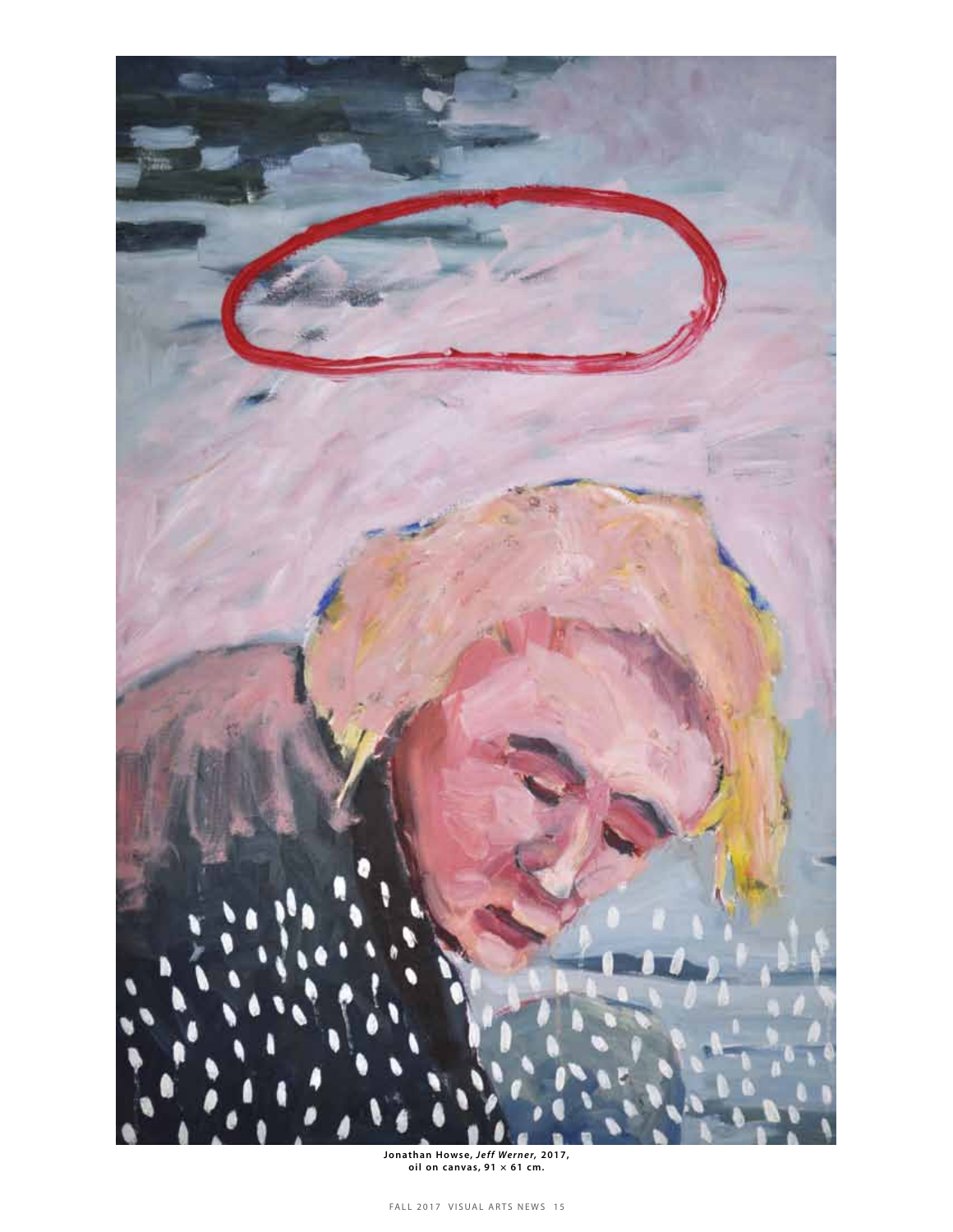**Jonathan Howse, *Jeff Werner*, 2017, oil on canvas, 91 × 61 cm.**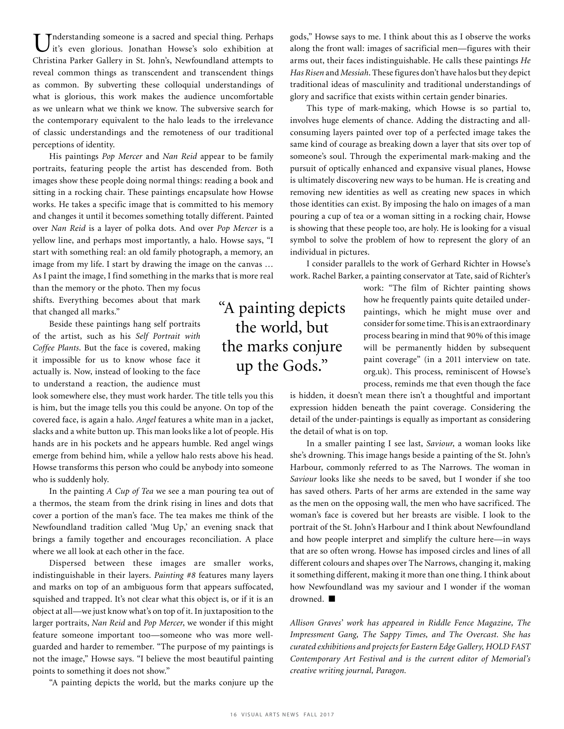Understanding someone is a sacred and special thing. Perhaps it's even glorious. Jonathan Howse's solo exhibition at Christina Parker Gallery in St. John's, Newfoundland attempts to reveal common things as transcendent and transcendent things as common. By subverting these colloquial understandings of what is glorious, this work makes the audience uncomfortable as we unlearn what we think we know. The subversive search for the contemporary equivalent to the halo leads to the irrelevance of classic understandings and the remoteness of our traditional perceptions of identity.

His paintings *Pop Mercer* and *Nan Reid* appear to be family portraits, featuring people the artist has descended from. Both images show these people doing normal things: reading a book and sitting in a rocking chair. These paintings encapsulate how Howse works. He takes a specific image that is committed to his memory and changes it until it becomes something totally different. Painted over *Nan Reid* is a layer of polka dots. And over *Pop Mercer* is a yellow line, and perhaps most importantly, a halo. Howse says, "I start with something real: an old family photograph, a memory, an image from my life. I start by drawing the image on the canvas … As I paint the image, I find something in the marks that is more real than the memory or the photo. Then my focus shifts. Everything becomes about that mark that changed all marks."

Beside these paintings hang self portraits of the artist, such as his *Self Portrait with Coffee Plants*. But the face is covered, making it impossible for us to know whose face it actually is. Now, instead of looking to the face to understand a reaction, the audience must look somewhere else, they must work harder. The title tells you this is him, but the image tells you this could be anyone. On top of the covered face, is again a halo. *Angel* features a white man in a jacket, slacks and a white button up. This man looks like a lot of people. His hands are in his pockets and he appears humble. Red angel wings emerge from behind him, while a yellow halo rests above his head. Howse transforms this person who could be anybody into someone who is suddenly holy.

In the painting *A Cup of Tea* we see a man pouring tea out of a thermos, the steam from the drink rising in lines and dots that cover a portion of the man's face. The tea makes me think of the Newfoundland tradition called 'Mug Up,' an evening snack that brings a family together and encourages reconciliation. A place where we all look at each other in the face.

Dispersed between these images are smaller works, indistinguishable in their layers. *Painting #8* features many layers and marks on top of an ambiguous form that appears suffocated, squished and trapped. It's not clear what this object is, or if it is an object at all—we just know what's on top of it. In juxtaposition to the larger portraits, *Nan Reid* and *Pop Mercer*, we wonder if this might feature someone important too—someone who was more well-guarded and harder to remember. "The purpose of my paintings is not the image," Howse says. "I believe the most beautiful painting points to something it does not show."

"A painting depicts the world, but the marks conjure up the gods," Howse says to me. I think about this as I observe the works along the front wall: images of sacrificial men—figures with their arms out, their faces indistinguishable. He calls these paintings *He Has Risen* and *Messiah*. These figures don't have halos but they depict traditional ideas of masculinity and traditional understandings of glory and sacrifice that exists within certain gender binaries.

> "A painting depicts the world, but the marks conjure up the Gods."

This type of mark-making, which Howse is so partial to, involves huge elements of chance. Adding the distracting and all-consuming layers painted over top of a perfected image takes the same kind of courage as breaking down a layer that sits over top of someone's soul. Through the experimental mark-making and the pursuit of optically enhanced and expansive visual planes, Howse is ultimately discovering new ways to be human. He is creating and removing new identities as well as creating new spaces in which those identities can exist. By imposing the halo on images of a man pouring a cup of tea or a woman sitting in a rocking chair, Howse is showing that these people too, are holy. He is looking for a visual symbol to solve the problem of how to represent the glory of an individual in pictures.

I consider parallels to the work of Gerhard Richter in Howse's work. Rachel Barker, a painting conservator at Tate, said of Richter's work: "The film of Richter painting shows how he frequently paints quite detailed under-paintings, which he might muse over and consider for some time. This is an extraordinary process bearing in mind that 90% of this image will be permanently hidden by subsequent paint coverage" (in a 2011 interview on tate.org.uk). This process, reminiscent of Howse's process, reminds me that even though the face is hidden, it doesn't mean there isn't a thoughtful and important expression hidden beneath the paint coverage. Considering the detail of the under-paintings is equally as important as considering the detail of what is on top.

In a smaller painting I see last, *Saviour*, a woman looks like she's drowning. This image hangs beside a painting of the St. John's Harbour, commonly referred to as The Narrows. The woman in *Saviour* looks like she needs to be saved, but I wonder if she too has saved others. Parts of her arms are extended in the same way as the men on the opposing wall, the men who have sacrificed. The woman's face is covered but her breasts are visible. I look to the portrait of the St. John's Harbour and I think about Newfoundland and how people interpret and simplify the culture here—in ways that are so often wrong. Howse has imposed circles and lines of all different colours and shapes over The Narrows, changing it, making it something different, making it more than one thing. I think about how Newfoundland was my saviour and I wonder if the woman drowned. ■

*Allison Graves' work has appeared in Riddle Fence Magazine, The Impressment Gang, The Sappy Times, and The Overcast. She has curated exhibitions and projects for Eastern Edge Gallery, HOLD FAST Contemporary Art Festival and is the current editor of Memorial's creative writing journal, Paragon.*